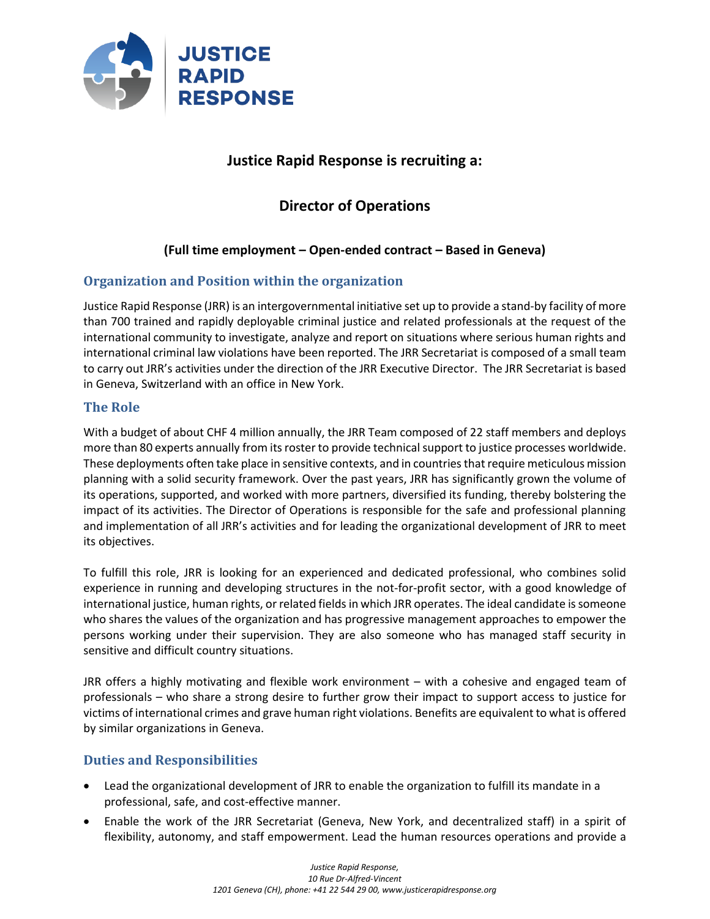# Justice Rapid Response is recruiting a:

## Director of Operations

**(Full time employment – Open-ended contract – Based in Geneva)**

### Organization and Position within the organization

Justice Rapid Response (JRR) is an intergovernmental initiative set up to provide a stand-by facility of more than 700 trained and rapidly deployable criminal justice and related professionals at the request of the international community to investigate, analyze and report on situations where serious human rights and international criminal law violations have been reported. The JRR Secretariat is composed of a small team to carry out JRR's activities under the direction of the JRR Executive Director. The JRR Secretariat is based in Geneva, Switzerland with an office in New York.

### The Role

With a budget of about CHF 4 million annually, the JRR Team composed of 22 staff members and deploys more than 80 experts annually from its roster to provide technical support to justice processes worldwide. These deployments often take place in sensitive contexts, and in countries that require meticulous mission planning with a solid security framework. Over the past years, JRR has significantly grown the volume of its operations, supported, and worked with more partners, diversified its funding, thereby bolstering the impact of its activities. The Director of Operations is responsible for the safe and professional planning and implementation of all JRR's activities and for leading the organizational development of JRR to meet its objectives.

To fulfill this role, JRR is looking for an experienced and dedicated professional, who combines solid experience in running and developing structures in the not-for-profit sector, with a good knowledge of international justice, human rights, or related fields in which JRR operates. The ideal candidate is someone who shares the values of the organization and has progressive management approaches to empower the persons working under their supervision. They are also someone who has managed staff security in sensitive and difficult country situations.

JRR offers a highly motivating and flexible work environment – with a cohesive and engaged team of professionals – who share a strong desire to further grow their impact to support access to justice for victims of international crimes and grave human right violations. Benefits are equivalent to what is offered by similar organizations in Geneva.

### Duties and Responsibilities

- Lead the organizational development of JRR to enable the organization to fulfill its mandate in a professional, safe, and cost-effective manner.
- Enable the work of the JRR Secretariat (Geneva, New York, and decentralized staff) in a spirit of flexibility, autonomy, and staff empowerment. Lead the human resources operations and provide a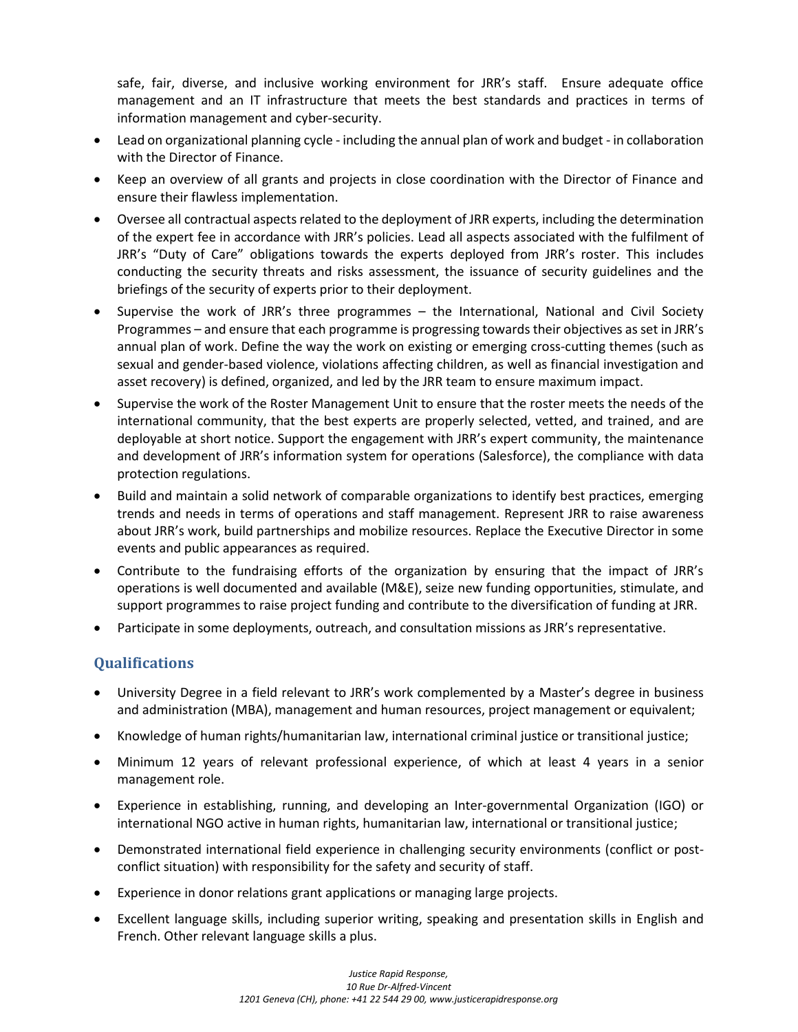safe, fair, diverse, and inclusive working environment for JRR's staff. Ensure adequate office management and an IT infrastructure that meets the best standards and practices in terms of information management and cyber-security.

- Lead on organizational planning cycle - including the annual plan of work and budget - in collaboration with the Director of Finance.
- Keep an overview of all grants and projects in close coordination with the Director of Finance and ensure their flawless implementation.
- Oversee all contractual aspects related to the deployment of JRR experts, including the determination of the expert fee in accordance with JRR's policies. Lead all aspects associated with the fulfilment of JRR's "Duty of Care" obligations towards the experts deployed from JRR's roster. This includes conducting the security threats and risks assessment, the issuance of security guidelines and the briefings of the security of experts prior to their deployment.
- Supervise the work of JRR's three programmes – the International, National and Civil Society Programmes – and ensure that each programme is progressing towards their objectives as set in JRR's annual plan of work. Define the way the work on existing or emerging cross-cutting themes (such as sexual and gender-based violence, violations affecting children, as well as financial investigation and asset recovery) is defined, organized, and led by the JRR team to ensure maximum impact.
- Supervise the work of the Roster Management Unit to ensure that the roster meets the needs of the international community, that the best experts are properly selected, vetted, and trained, and are deployable at short notice. Support the engagement with JRR's expert community, the maintenance and development of JRR's information system for operations (Salesforce), the compliance with data protection regulations.
- Build and maintain a solid network of comparable organizations to identify best practices, emerging trends and needs in terms of operations and staff management. Represent JRR to raise awareness about JRR's work, build partnerships and mobilize resources. Replace the Executive Director in some events and public appearances as required.
- Contribute to the fundraising efforts of the organization by ensuring that the impact of JRR's operations is well documented and available (M&E), seize new funding opportunities, stimulate, and support programmes to raise project funding and contribute to the diversification of funding at JRR.
- Participate in some deployments, outreach, and consultation missions as JRR's representative.

## Qualifications

- University Degree in a field relevant to JRR's work complemented by a Master's degree in business and administration (MBA), management and human resources, project management or equivalent;
- Knowledge of human rights/humanitarian law, international criminal justice or transitional justice;
- Minimum 12 years of relevant professional experience, of which at least 4 years in a senior management role.
- Experience in establishing, running, and developing an Inter-governmental Organization (IGO) or international NGO active in human rights, humanitarian law, international or transitional justice;
- Demonstrated international field experience in challenging security environments (conflict or post-conflict situation) with responsibility for the safety and security of staff.
- Experience in donor relations grant applications or managing large projects.
- Excellent language skills, including superior writing, speaking and presentation skills in English and French. Other relevant language skills a plus.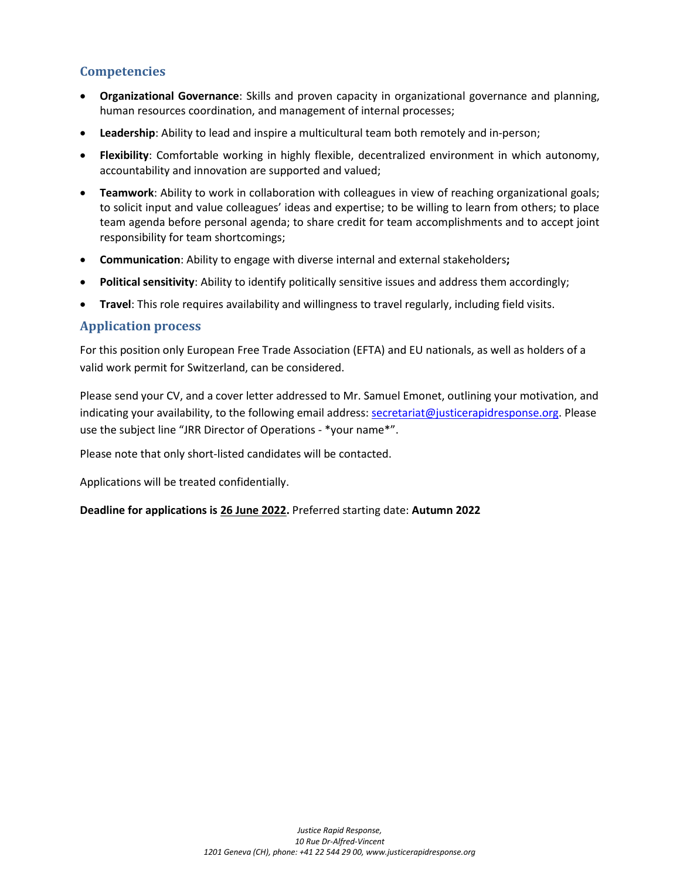## Competencies

- **Organizational Governance**: Skills and proven capacity in organizational governance and planning, human resources coordination, and management of internal processes;
- **Leadership**: Ability to lead and inspire a multicultural team both remotely and in-person;
- **Flexibility**: Comfortable working in highly flexible, decentralized environment in which autonomy, accountability and innovation are supported and valued;
- **Teamwork**: Ability to work in collaboration with colleagues in view of reaching organizational goals; to solicit input and value colleagues' ideas and expertise; to be willing to learn from others; to place team agenda before personal agenda; to share credit for team accomplishments and to accept joint responsibility for team shortcomings;
- **Communication**: Ability to engage with diverse internal and external stakeholders**;**
- **Political sensitivity**: Ability to identify politically sensitive issues and address them accordingly;
- **Travel**: This role requires availability and willingness to travel regularly, including field visits.

## Application process

For this position only European Free Trade Association (EFTA) and EU nationals, as well as holders of a valid work permit for Switzerland, can be considered.

Please send your CV, and a cover letter addressed to Mr. Samuel Emonet, outlining your motivation, and indicating your availability, to the following email address: secretariat@justicerapidresponse.org. Please use the subject line "JRR Director of Operations - *your name*".

Please note that only short-listed candidates will be contacted.

Applications will be treated confidentially.

**Deadline for applications is 26 June 2022.** Preferred starting date: **Autumn 2022**